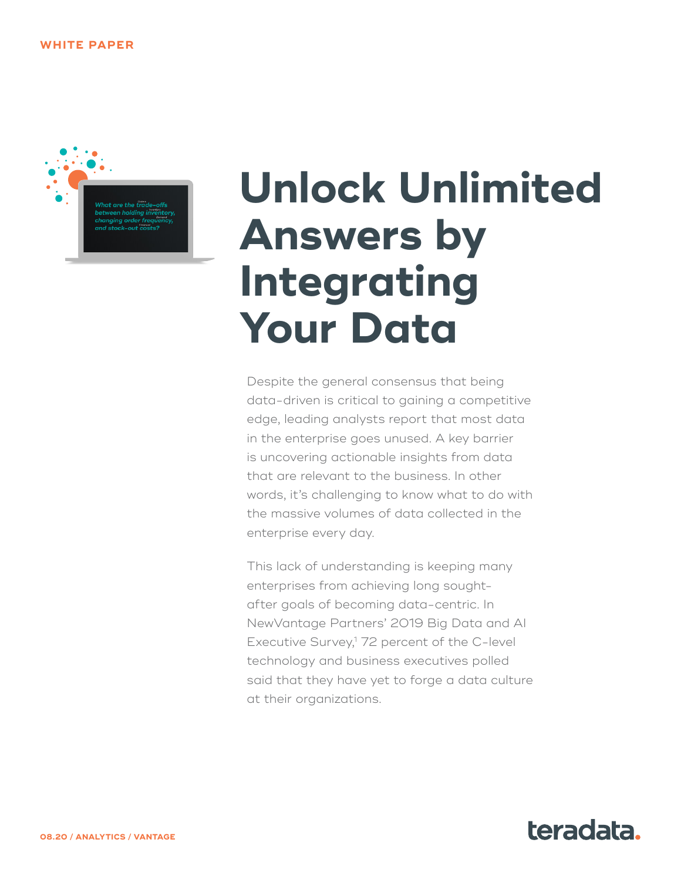WHITE PAPER

# Unlock Unlimited Answers by Integrating Your Data

Despite the general consensus that being data-driven is critical to gaining a competitive edge, leading analysts report that most data in the enterprise goes unused. A key barrier is uncovering actionable insights from data that are relevant to the business. In other words, it's challenging to know what to do with the massive volumes of data collected in the enterprise every day.

This lack of understanding is keeping many enterprises from achieving long sought-after goals of becoming data-centric. In NewVantage Partners' 2019 Big Data and AI Executive Survey,[1] 72 percent of the C-level technology and business executives polled said that they have yet to forge a data culture at their organizations.

08.20 / ANALYTICS / VANTAGE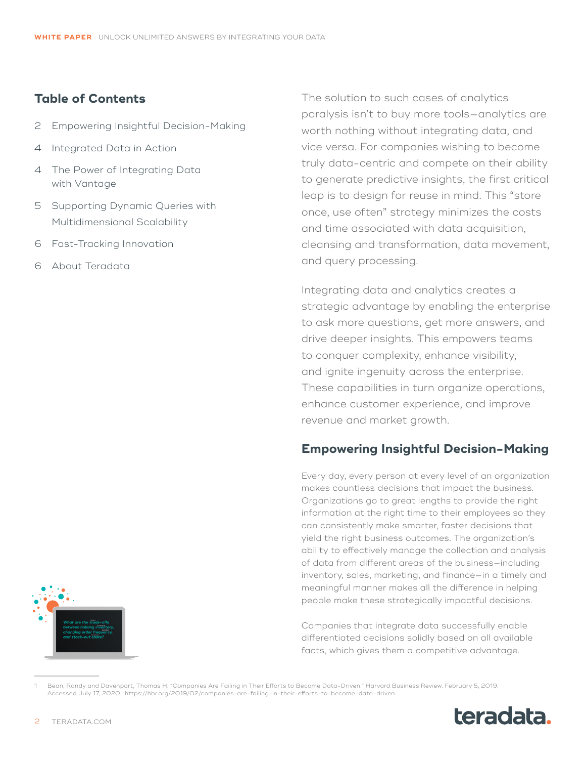## Table of Contents

2 Empowering Insightful Decision-Making

4 Integrated Data in Action

4 The Power of Integrating Data with Vantage

5 Supporting Dynamic Queries with Multidimensional Scalability

6 Fast-Tracking Innovation

6 About Teradata

The solution to such cases of analytics paralysis isn't to buy more tools—analytics are worth nothing without integrating data, and vice versa. For companies wishing to become truly data-centric and compete on their ability to generate predictive insights, the first critical leap is to design for reuse in mind. This "store once, use often" strategy minimizes the costs and time associated with data acquisition, cleansing and transformation, data movement, and query processing.

Integrating data and analytics creates a strategic advantage by enabling the enterprise to ask more questions, get more answers, and drive deeper insights. This empowers teams to conquer complexity, enhance visibility, and ignite ingenuity across the enterprise. These capabilities in turn organize operations, enhance customer experience, and improve revenue and market growth.

## Empowering Insightful Decision-Making

Every day, every person at every level of an organization makes countless decisions that impact the business. Organizations go to great lengths to provide the right information at the right time to their employees so they can consistently make smarter, faster decisions that yield the right business outcomes. The organization's ability to effectively manage the collection and analysis of data from different areas of the business—including inventory, sales, marketing, and finance—in a timely and meaningful manner makes all the difference in helping people make these strategically impactful decisions.

Companies that integrate data successfully enable differentiated decisions solidly based on all available facts, which gives them a competitive advantage.

---

1 Bean, Randy and Davenport, Thomas H. "Companies Are Failing in Their Efforts to Become Data-Driven." Harvard Business Review. February 5, 2019. Accessed July 17, 2020. https://hbr.org/2019/02/companies-are-failing-in-their-efforts-to-become-data-driven.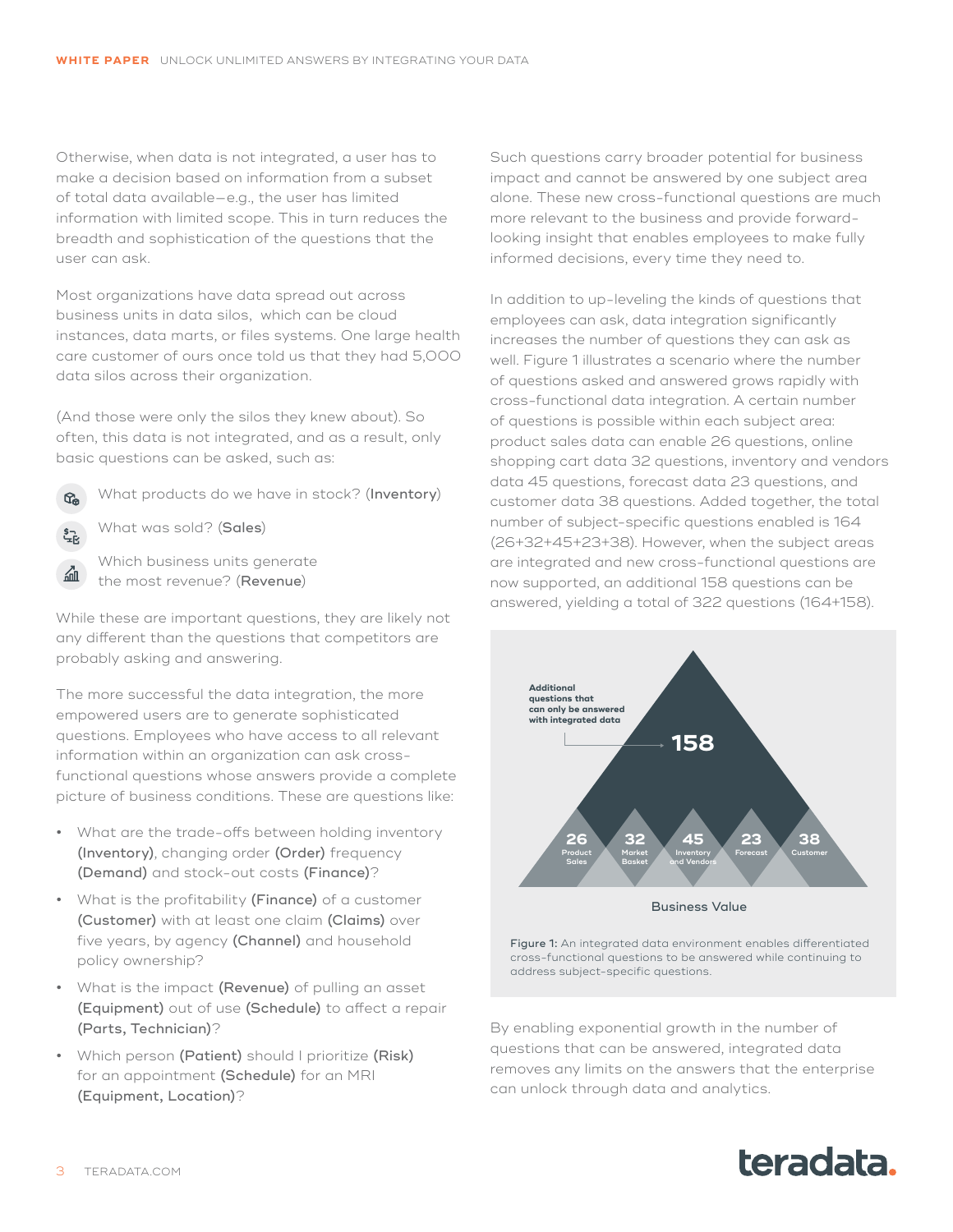Otherwise, when data is not integrated, a user has to make a decision based on information from a subset of total data available—e.g., the user has limited information with limited scope. This in turn reduces the breadth and sophistication of the questions that the user can ask.

Most organizations have data spread out across business units in data silos, which can be cloud instances, data marts, or files systems. One large health care customer of ours once told us that they had 5,000 data silos across their organization.

(And those were only the silos they knew about). So often, this data is not integrated, and as a result, only basic questions can be asked, such as:

- What products do we have in stock? (**Inventory**)
- What was sold? (**Sales**)
- Which business units generate the most revenue? (**Revenue**)

While these are important questions, they are likely not any different than the questions that competitors are probably asking and answering.

The more successful the data integration, the more empowered users are to generate sophisticated questions. Employees who have access to all relevant information within an organization can ask cross-functional questions whose answers provide a complete picture of business conditions. These are questions like:

- What are the trade-offs between holding inventory **(Inventory)**, changing order **(Order)** frequency **(Demand)** and stock-out costs **(Finance)**?
- What is the profitability **(Finance)** of a customer **(Customer)** with at least one claim **(Claims)** over five years, by agency **(Channel)** and household policy ownership?
- What is the impact **(Revenue)** of pulling an asset **(Equipment)** out of use **(Schedule)** to affect a repair **(Parts, Technician)**?
- Which person **(Patient)** should I prioritize **(Risk)** for an appointment **(Schedule)** for an MRI **(Equipment, Location)**?

Such questions carry broader potential for business impact and cannot be answered by one subject area alone. These new cross-functional questions are much more relevant to the business and provide forward-looking insight that enables employees to make fully informed decisions, every time they need to.

In addition to up-leveling the kinds of questions that employees can ask, data integration significantly increases the number of questions they can ask as well. Figure 1 illustrates a scenario where the number of questions asked and answered grows rapidly with cross-functional data integration. A certain number of questions is possible within each subject area: product sales data can enable 26 questions, online shopping cart data 32 questions, inventory and vendors data 45 questions, forecast data 23 questions, and customer data 38 questions. Added together, the total number of subject-specific questions enabled is 164 (26+32+45+23+38). However, when the subject areas are integrated and new cross-functional questions are now supported, an additional 158 questions can be answered, yielding a total of 322 questions (164+158).

Additional questions that can only be answered with integrated data: **158**

**26** Product Sales | **32** Market Basket | **45** Inventory and Vendors | **23** Forecast | **38** Customer

Business Value

**Figure 1:** An integrated data environment enables differentiated cross-functional questions to be answered while continuing to address subject-specific questions.

By enabling exponential growth in the number of questions that can be answered, integrated data removes any limits on the answers that the enterprise can unlock through data and analytics.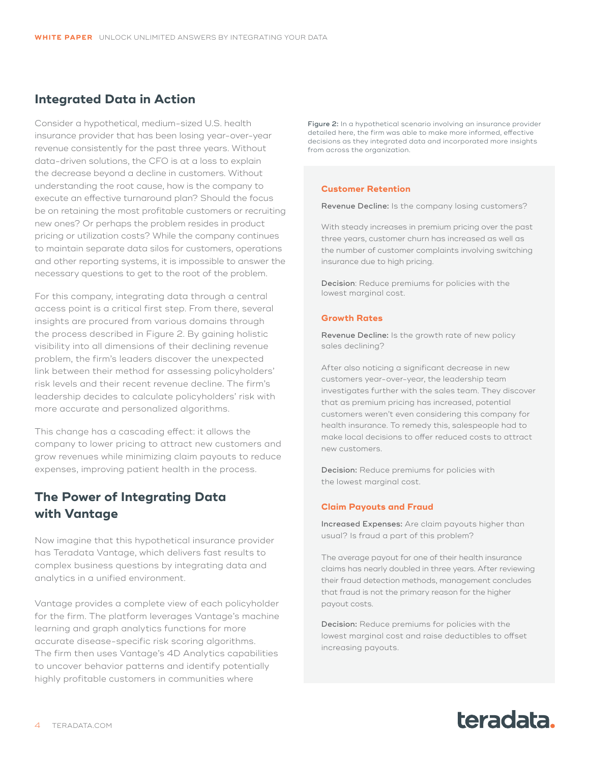## Integrated Data in Action

Consider a hypothetical, medium-sized U.S. health insurance provider that has been losing year-over-year revenue consistently for the past three years. Without data-driven solutions, the CFO is at a loss to explain the decrease beyond a decline in customers. Without understanding the root cause, how is the company to execute an effective turnaround plan? Should the focus be on retaining the most profitable customers or recruiting new ones? Or perhaps the problem resides in product pricing or utilization costs? While the company continues to maintain separate data silos for customers, operations and other reporting systems, it is impossible to answer the necessary questions to get to the root of the problem.

For this company, integrating data through a central access point is a critical first step. From there, several insights are procured from various domains through the process described in Figure 2. By gaining holistic visibility into all dimensions of their declining revenue problem, the firm's leaders discover the unexpected link between their method for assessing policyholders' risk levels and their recent revenue decline. The firm's leadership decides to calculate policyholders' risk with more accurate and personalized algorithms.

This change has a cascading effect: it allows the company to lower pricing to attract new customers and grow revenues while minimizing claim payouts to reduce expenses, improving patient health in the process.

## The Power of Integrating Data with Vantage

Now imagine that this hypothetical insurance provider has Teradata Vantage, which delivers fast results to complex business questions by integrating data and analytics in a unified environment.

Vantage provides a complete view of each policyholder for the firm. The platform leverages Vantage's machine learning and graph analytics functions for more accurate disease-specific risk scoring algorithms. The firm then uses Vantage's 4D Analytics capabilities to uncover behavior patterns and identify potentially highly profitable customers in communities where

Figure 2: In a hypothetical scenario involving an insurance provider detailed here, the firm was able to make more informed, effective decisions as they integrated data and incorporated more insights from across the organization.

### Customer Retention

Revenue Decline: Is the company losing customers?

With steady increases in premium pricing over the past three years, customer churn has increased as well as the number of customer complaints involving switching insurance due to high pricing.

Decision: Reduce premiums for policies with the lowest marginal cost.

### Growth Rates

Revenue Decline: Is the growth rate of new policy sales declining?

After also noticing a significant decrease in new customers year-over-year, the leadership team investigates further with the sales team. They discover that as premium pricing has increased, potential customers weren't even considering this company for health insurance. To remedy this, salespeople had to make local decisions to offer reduced costs to attract new customers.

**Decision:** Reduce premiums for policies with the lowest marginal cost.

### Claim Payouts and Fraud

Increased Expenses: Are claim payouts higher than usual? Is fraud a part of this problem?

The average payout for one of their health insurance claims has nearly doubled in three years. After reviewing their fraud detection methods, management concludes that fraud is not the primary reason for the higher payout costs.

Decision: Reduce premiums for policies with the lowest marginal cost and raise deductibles to offset increasing payouts.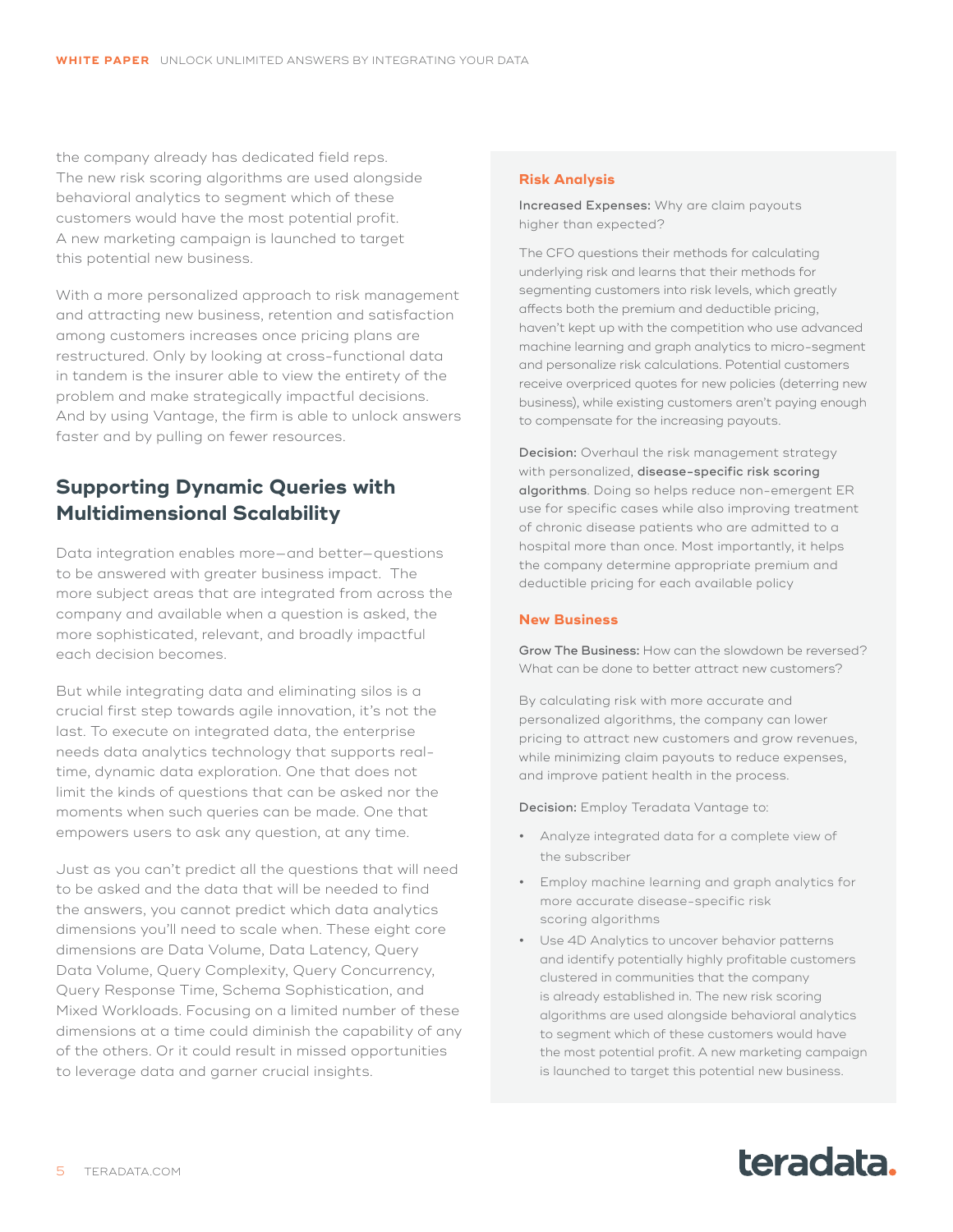the company already has dedicated field reps. The new risk scoring algorithms are used alongside behavioral analytics to segment which of these customers would have the most potential profit. A new marketing campaign is launched to target this potential new business.

With a more personalized approach to risk management and attracting new business, retention and satisfaction among customers increases once pricing plans are restructured. Only by looking at cross-functional data in tandem is the insurer able to view the entirety of the problem and make strategically impactful decisions. And by using Vantage, the firm is able to unlock answers faster and by pulling on fewer resources.

## Supporting Dynamic Queries with Multidimensional Scalability

Data integration enables more—and better—questions to be answered with greater business impact. The more subject areas that are integrated from across the company and available when a question is asked, the more sophisticated, relevant, and broadly impactful each decision becomes.

But while integrating data and eliminating silos is a crucial first step towards agile innovation, it's not the last. To execute on integrated data, the enterprise needs data analytics technology that supports real-time, dynamic data exploration. One that does not limit the kinds of questions that can be asked nor the moments when such queries can be made. One that empowers users to ask any question, at any time.

Just as you can't predict all the questions that will need to be asked and the data that will be needed to find the answers, you cannot predict which data analytics dimensions you'll need to scale when. These eight core dimensions are Data Volume, Data Latency, Query Data Volume, Query Complexity, Query Concurrency, Query Response Time, Schema Sophistication, and Mixed Workloads. Focusing on a limited number of these dimensions at a time could diminish the capability of any of the others. Or it could result in missed opportunities to leverage data and garner crucial insights.

### Risk Analysis

**Increased Expenses:** Why are claim payouts higher than expected?

The CFO questions their methods for calculating underlying risk and learns that their methods for segmenting customers into risk levels, which greatly affects both the premium and deductible pricing, haven't kept up with the competition who use advanced machine learning and graph analytics to micro-segment and personalize risk calculations. Potential customers receive overpriced quotes for new policies (deterring new business), while existing customers aren't paying enough to compensate for the increasing payouts.

**Decision:** Overhaul the risk management strategy with personalized, **disease-specific risk scoring algorithms**. Doing so helps reduce non-emergent ER use for specific cases while also improving treatment of chronic disease patients who are admitted to a hospital more than once. Most importantly, it helps the company determine appropriate premium and deductible pricing for each available policy

### New Business

**Grow The Business:** How can the slowdown be reversed? What can be done to better attract new customers?

By calculating risk with more accurate and personalized algorithms, the company can lower pricing to attract new customers and grow revenues, while minimizing claim payouts to reduce expenses, and improve patient health in the process.

**Decision:** Employ Teradata Vantage to:

- Analyze integrated data for a complete view of the subscriber
- Employ machine learning and graph analytics for more accurate disease-specific risk scoring algorithms
- Use 4D Analytics to uncover behavior patterns and identify potentially highly profitable customers clustered in communities that the company is already established in. The new risk scoring algorithms are used alongside behavioral analytics to segment which of these customers would have the most potential profit. A new marketing campaign is launched to target this potential new business.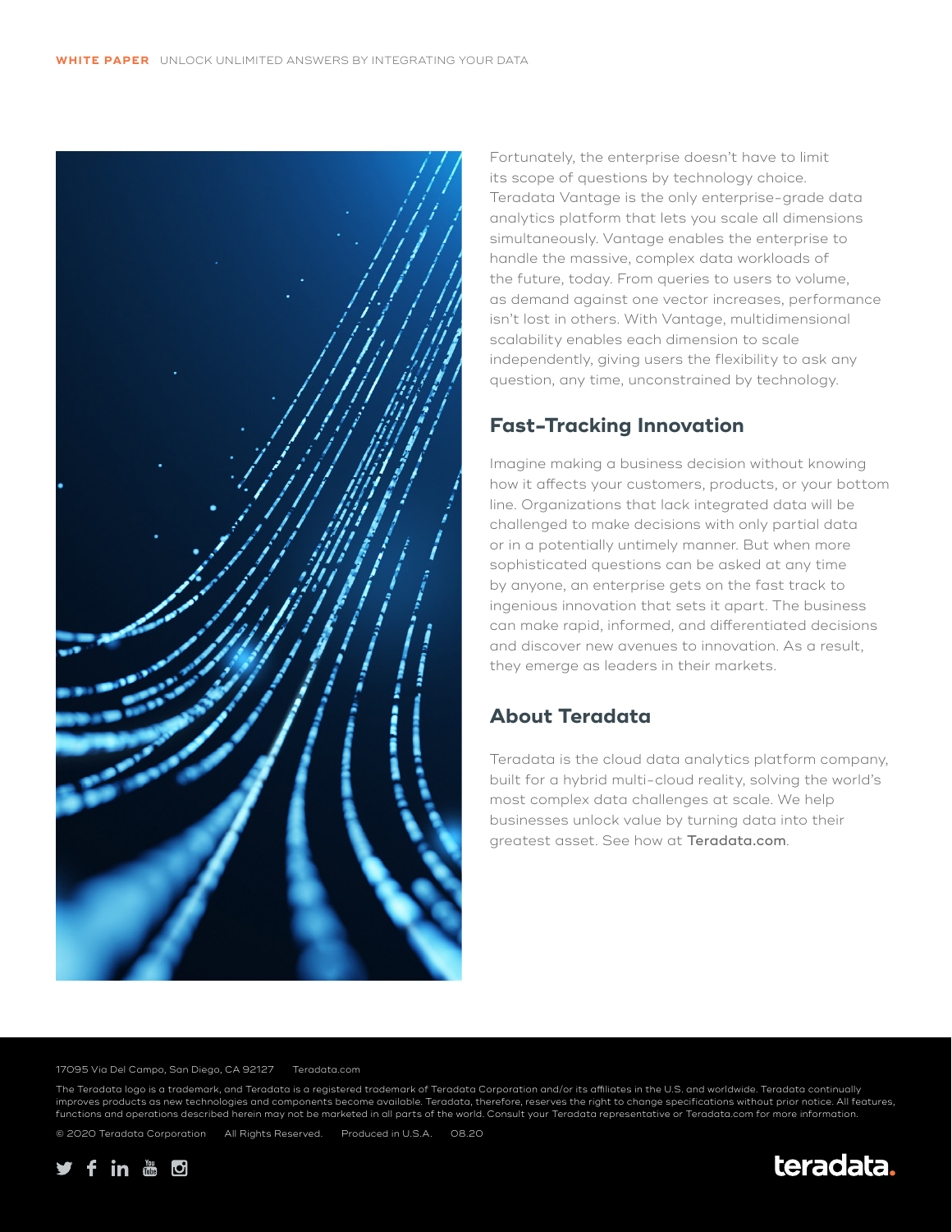Fortunately, the enterprise doesn't have to limit its scope of questions by technology choice. Teradata Vantage is the only enterprise-grade data analytics platform that lets you scale all dimensions simultaneously. Vantage enables the enterprise to handle the massive, complex data workloads of the future, today. From queries to users to volume, as demand against one vector increases, performance isn't lost in others. With Vantage, multidimensional scalability enables each dimension to scale independently, giving users the flexibility to ask any question, any time, unconstrained by technology.

## Fast-Tracking Innovation

Imagine making a business decision without knowing how it affects your customers, products, or your bottom line. Organizations that lack integrated data will be challenged to make decisions with only partial data or in a potentially untimely manner. But when more sophisticated questions can be asked at any time by anyone, an enterprise gets on the fast track to ingenious innovation that sets it apart. The business can make rapid, informed, and differentiated decisions and discover new avenues to innovation. As a result, they emerge as leaders in their markets.

## About Teradata

Teradata is the cloud data analytics platform company, built for a hybrid multi-cloud reality, solving the world's most complex data challenges at scale. We help businesses unlock value by turning data into their greatest asset. See how at **Teradata.com**.

17095 Via Del Campo, San Diego, CA 92127 Teradata.com

The Teradata logo is a trademark, and Teradata is a registered trademark of Teradata Corporation and/or its affiliates in the U.S. and worldwide. Teradata continually improves products as new technologies and components become available. Teradata, therefore, reserves the right to change specifications without prior notice. All features, functions and operations described herein may not be marketed in all parts of the world. Consult your Teradata representative or Teradata.com for more information.

© 2020 Teradata Corporation All Rights Reserved. Produced in U.S.A. 08.20